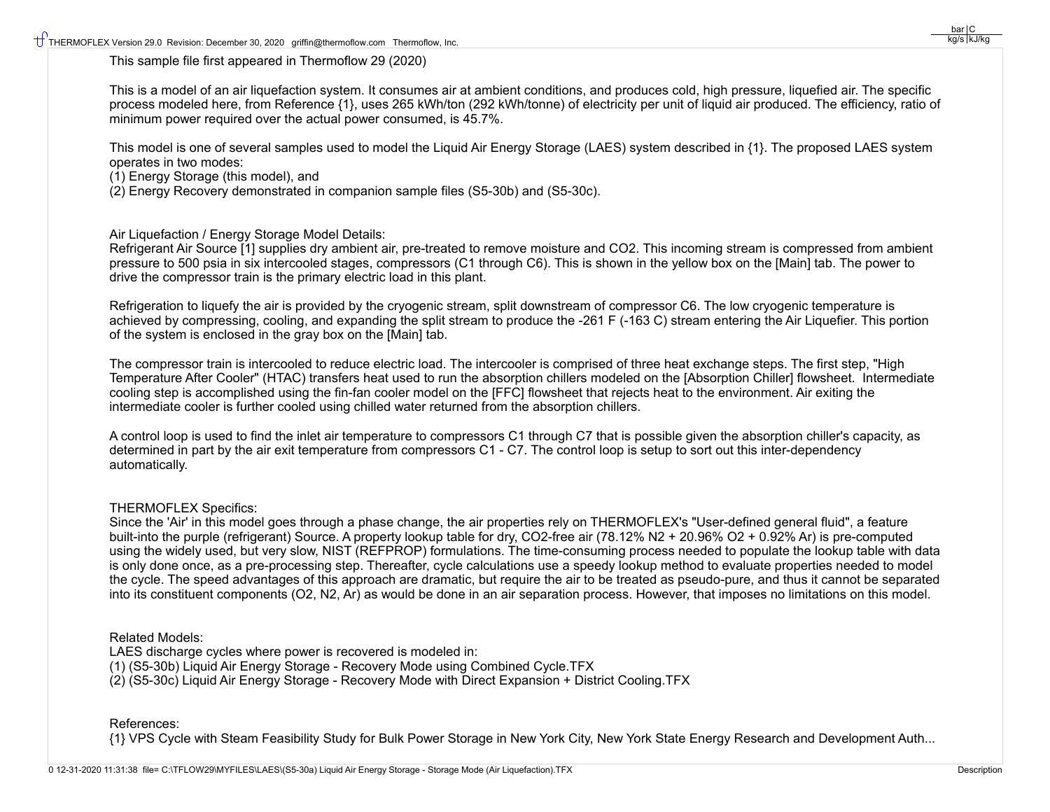This sample file first appeared in Thermoflow 29 (2020)

This is a model of an air liquefaction system. It consumes air at ambient conditions, and produces cold, high pressure, liquefied air. The specific process modeled here, from Reference {1}, uses 265 kWh/ton (292 kWh/tonne) of electricity per unit of liquid air produced. The efficiency, ratio of minimum power required over the actual power consumed, is 45.7%.

This model is one of several samples used to model the Liquid Air Energy Storage (LAES) system described in {1}. The proposed LAES system operates in two modes:
(1) Energy Storage (this model), and
(2) Energy Recovery demonstrated in companion sample files (S5-30b) and (S5-30c).

Air Liquefaction / Energy Storage Model Details:
Refrigerant Air Source [1] supplies dry ambient air, pre-treated to remove moisture and CO2. This incoming stream is compressed from ambient pressure to 500 psia in six intercooled stages, compressors (C1 through C6). This is shown in the yellow box on the [Main] tab. The power to drive the compressor train is the primary electric load in this plant.

Refrigeration to liquefy the air is provided by the cryogenic stream, split downstream of compressor C6. The low cryogenic temperature is achieved by compressing, cooling, and expanding the split stream to produce the -261 F (-163 C) stream entering the Air Liquefier. This portion of the system is enclosed in the gray box on the [Main] tab.

The compressor train is intercooled to reduce electric load. The intercooler is comprised of three heat exchange steps. The first step, "High Temperature After Cooler" (HTAC) transfers heat used to run the absorption chillers modeled on the [Absorption Chiller] flowsheet. Intermediate cooling step is accomplished using the fin-fan cooler model on the [FFC] flowsheet that rejects heat to the environment. Air exiting the intermediate cooler is further cooled using chilled water returned from the absorption chillers.

A control loop is used to find the inlet air temperature to compressors C1 through C7 that is possible given the absorption chiller's capacity, as determined in part by the air exit temperature from compressors C1 - C7. The control loop is setup to sort out this inter-dependency automatically.

THERMOFLEX Specifics:
Since the 'Air' in this model goes through a phase change, the air properties rely on THERMOFLEX's "User-defined general fluid", a feature built-into the purple (refrigerant) Source. A property lookup table for dry, CO2-free air (78.12% N2 + 20.96% O2 + 0.92% Ar) is pre-computed using the widely used, but very slow, NIST (REFPROP) formulations. The time-consuming process needed to populate the lookup table with data is only done once, as a pre-processing step. Thereafter, cycle calculations use a speedy lookup method to evaluate properties needed to model the cycle. The speed advantages of this approach are dramatic, but require the air to be treated as pseudo-pure, and thus it cannot be separated into its constituent components (O2, N2, Ar) as would be done in an air separation process. However, that imposes no limitations on this model.

Related Models:
LAES discharge cycles where power is recovered is modeled in:
(1) (S5-30b) Liquid Air Energy Storage - Recovery Mode using Combined Cycle.TFX
(2) (S5-30c) Liquid Air Energy Storage - Recovery Mode with Direct Expansion + District Cooling.TFX

References:
{1} VPS Cycle with Steam Feasibility Study for Bulk Power Storage in New York City, New York State Energy Research and Development Auth...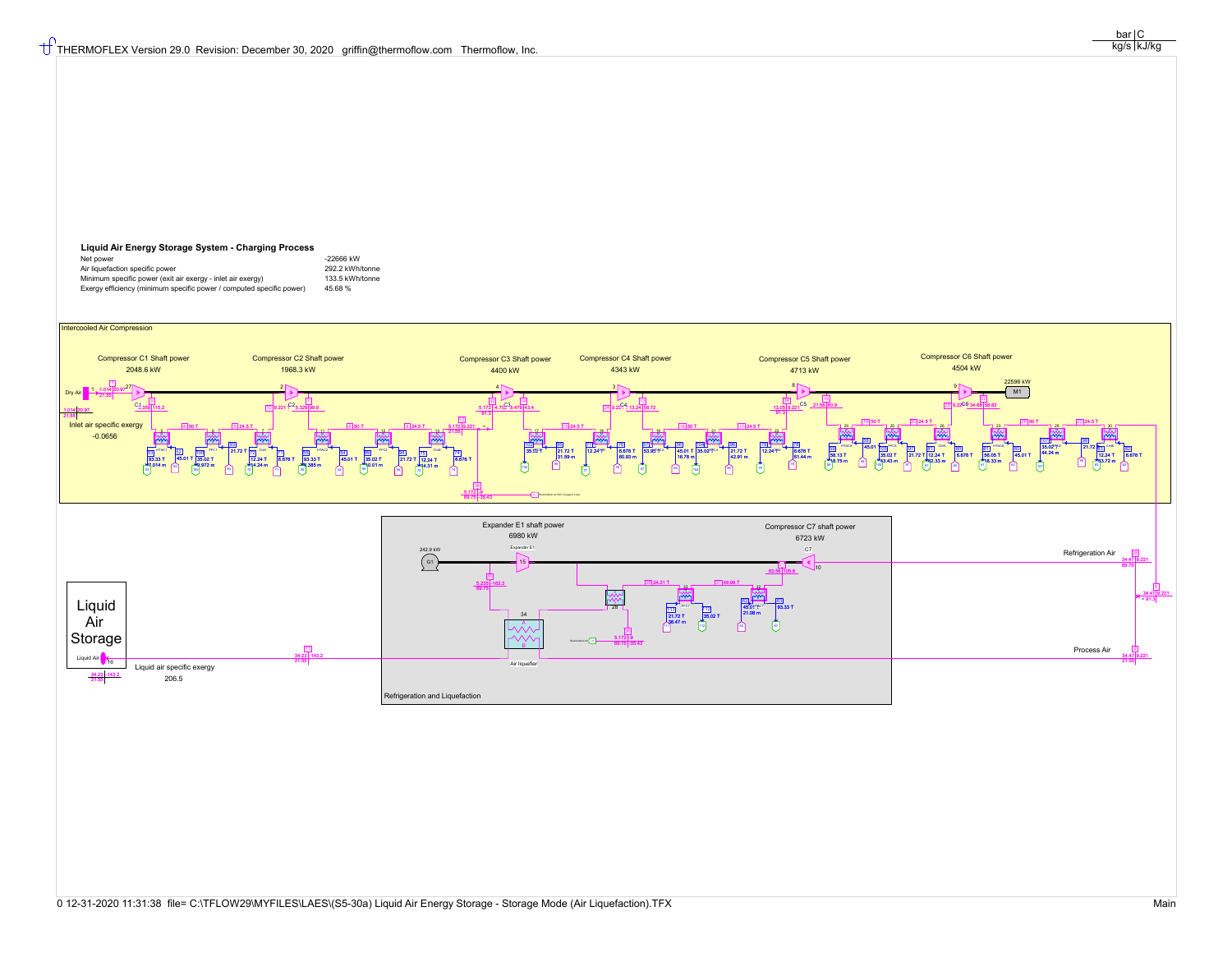THERMOFLEX Version 29.0 Revision: December 30, 2020 griffin@thermoflow.com Thermoflow, Inc.

bar | C
kg/s | kJ/kg

## Liquid Air Energy Storage System - Charging Process

| | |
|---|---|
| Net power | -22666 kW |
| Air liquefaction specific power | 292.2 kWh/tonne |
| Minimum specific power (exit air exergy - inlet air exergy) | 133.5 kWh/tonne |
| Exergy efficiency (minimum specific power / computed specific power) | 45.68 % |

### Intercooled Air Compression

| | |
|---|---|
| Compressor C1 Shaft power | 2048.6 kW |
| Compressor C2 Shaft power | 1968.3 kW |
| Compressor C3 Shaft power | 4400 kW |
| Compressor C4 Shaft power | 4343 kW |
| Compressor C5 Shaft power | 4713 kW |
| Compressor C6 Shaft power | 4504 kW |
| M1 | 22596 kW |

Inlet air specific exergy -0.0656

### Refrigeration and Liquefaction

| | |
|---|---|
| Expander E1 shaft power | 6980 kW |
| Compressor C7 shaft power | 6723 kW |
| G1 | 242.9 kW |

Refrigeration Air

Process Air

Air liquefier

Liquid Air Storage

Liquid air specific exergy 206.5

0 12-31-2020 11:31:38 file= C:\TFLOW29\MYFILES\LAES\(S5-30a) Liquid Air Energy Storage - Storage Mode (Air Liquefaction).TFX

Main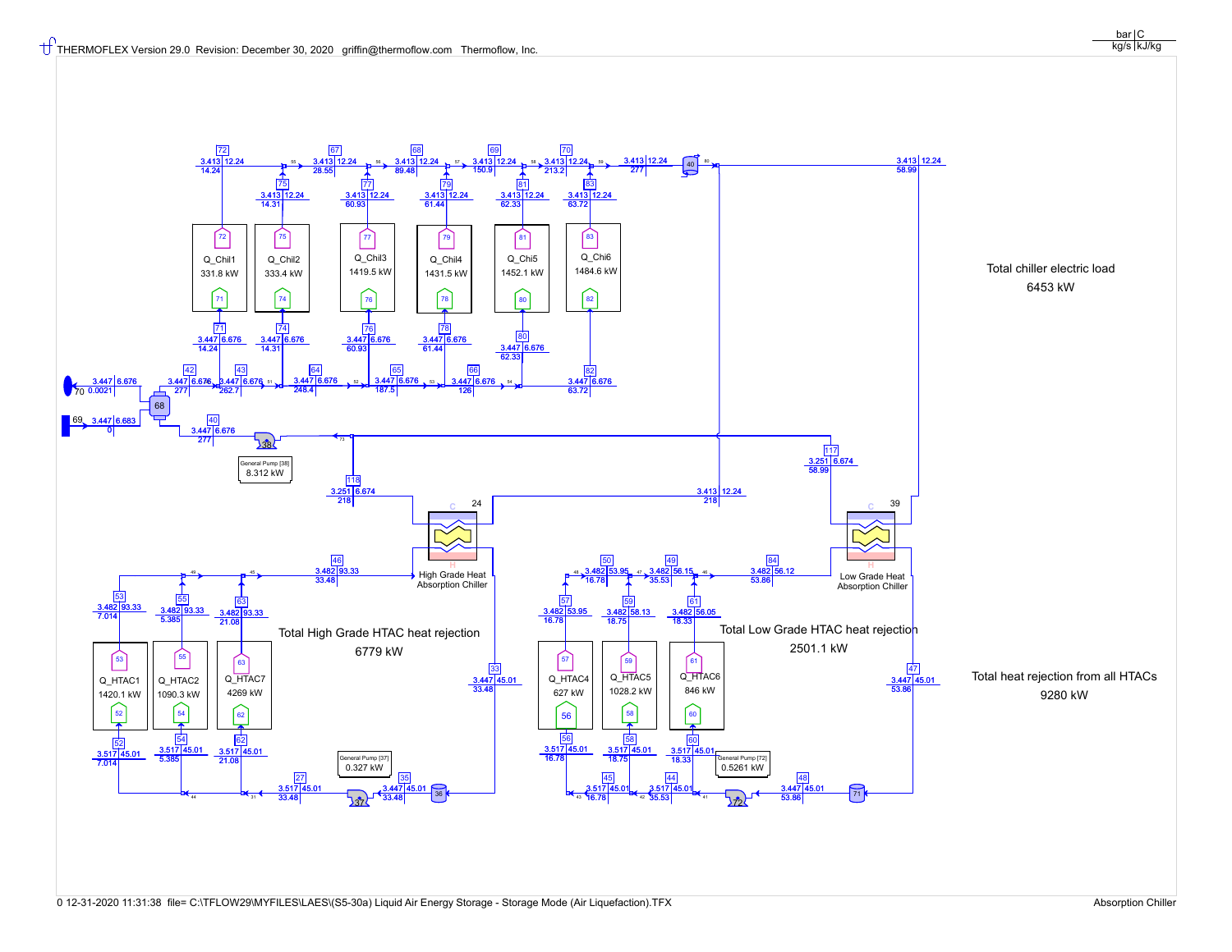THERMOFLEX Version 29.0 Revision: December 30, 2020 griffin@thermoflow.com Thermoflow, Inc.

bar | C
kg/s | kJ/kg

Q_Chil1 331.8 kW

Q_Chil2 333.4 kW

Q_Chil3 1419.5 kW

Q_Chil4 1431.5 kW

Q_Chi5 1452.1 kW

Q_Chi6 1484.6 kW

Total chiller electric load

6453 kW

General Pump [38] 8.312 kW

High Grade Heat Absorption Chiller

Low Grade Heat Absorption Chiller

Q_HTAC1 1420.1 kW

Q_HTAC2 1090.3 kW

Q_HTAC7 4269 kW

Total High Grade HTAC heat rejection

6779 kW

Q_HTAC4 627 kW

Q_HTAC5 1028.2 kW

Q_HTAC6 846 kW

Total Low Grade HTAC heat rejection

2501.1 kW

Total heat rejection from all HTACs

9280 kW

General Pump [37] 0.327 kW

General Pump [72] 0.5261 kW

0 12-31-2020 11:31:38 file= C:\TFLOW29\MYFILES\LAES\(S5-30a) Liquid Air Energy Storage - Storage Mode (Air Liquefaction).TFX

Absorption Chiller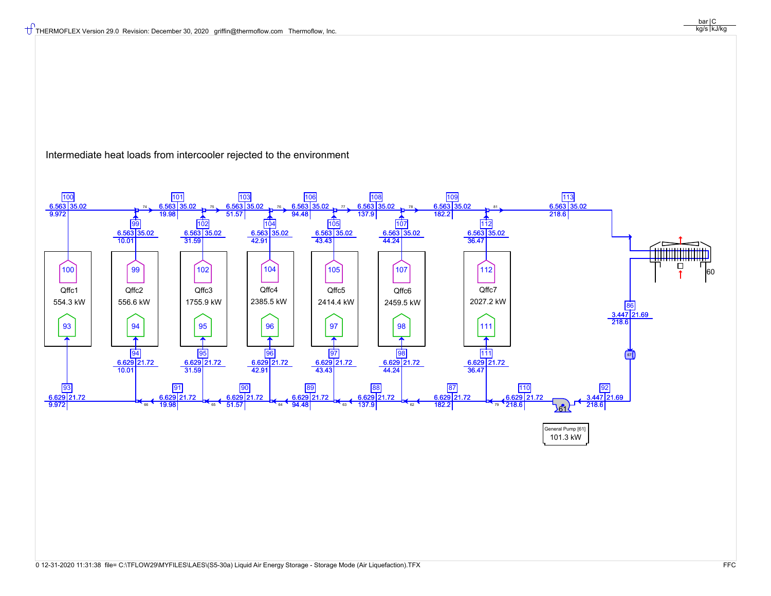Intermediate heat loads from intercooler rejected to the environment

bar | C
kg/s | kJ/kg

100
6.563 | 35.02
9.972

101
6.563 | 35.02
19.98

103
6.563 | 35.02
51.57

106
6.563 | 35.02
94.48

108
6.563 | 35.02
137.9

109
6.563 | 35.02
182.2

113
6.563 | 35.02
218.6

99
6.563 | 35.02
10.01

102
6.563 | 35.02
31.59

104
6.563 | 35.02
42.91

105
6.563 | 35.02
43.43

107
6.563 | 35.02
44.24

112
6.563 | 35.02
36.47

Qffc1
554.3 kW

Qffc2
556.6 kW

Qffc3
1755.9 kW

Qffc4
2385.5 kW

Qffc5
2414.4 kW

Qffc6
2459.5 kW

Qffc7
2027.2 kW

94
6.629 | 21.72
10.01

95
6.629 | 21.72
31.59

96
6.629 | 21.72
42.91

97
6.629 | 21.72
43.43

98
6.629 | 21.72
44.24

111
6.629 | 21.72
36.47

93
6.629 | 21.72
9.972

91
6.629 | 21.72
19.98

90
6.629 | 21.72
51.57

89
6.629 | 21.72
94.48

88
6.629 | 21.72
137.9

87
6.629 | 21.72
182.2

110
6.629 | 21.72
218.6

92
3.447 | 21.69
218.6

86
3.447 | 21.69
218.6

60

General Pump [61]
101.3 kW

0 12-31-2020 11:31:38 file= C:\TFLOW29\MYFILES\LAES\(S5-30a) Liquid Air Energy Storage - Storage Mode (Air Liquefaction).TFX